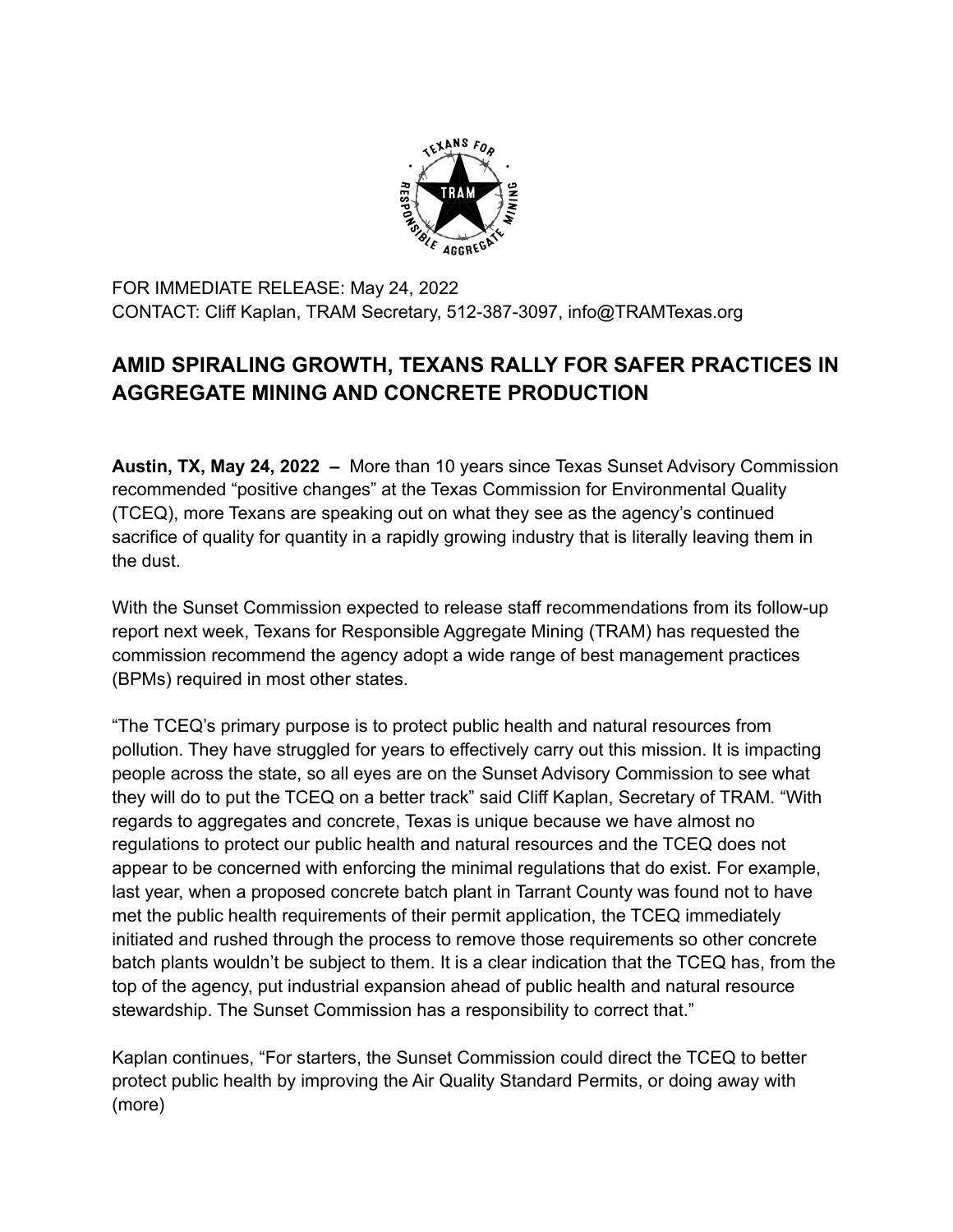FOR IMMEDIATE RELEASE: May 24, 2022
CONTACT: Cliff Kaplan, TRAM Secretary, 512-387-3097, info@TRAMTexas.org

# AMID SPIRALING GROWTH, TEXANS RALLY FOR SAFER PRACTICES IN AGGREGATE MINING AND CONCRETE PRODUCTION

**Austin, TX, May 24, 2022 –** More than 10 years since Texas Sunset Advisory Commission recommended "positive changes" at the Texas Commission for Environmental Quality (TCEQ), more Texans are speaking out on what they see as the agency's continued sacrifice of quality for quantity in a rapidly growing industry that is literally leaving them in the dust.

With the Sunset Commission expected to release staff recommendations from its follow-up report next week, Texans for Responsible Aggregate Mining (TRAM) has requested the commission recommend the agency adopt a wide range of best management practices (BPMs) required in most other states.

"The TCEQ's primary purpose is to protect public health and natural resources from pollution. They have struggled for years to effectively carry out this mission. It is impacting people across the state, so all eyes are on the Sunset Advisory Commission to see what they will do to put the TCEQ on a better track" said Cliff Kaplan, Secretary of TRAM. "With regards to aggregates and concrete, Texas is unique because we have almost no regulations to protect our public health and natural resources and the TCEQ does not appear to be concerned with enforcing the minimal regulations that do exist. For example, last year, when a proposed concrete batch plant in Tarrant County was found not to have met the public health requirements of their permit application, the TCEQ immediately initiated and rushed through the process to remove those requirements so other concrete batch plants wouldn't be subject to them. It is a clear indication that the TCEQ has, from the top of the agency, put industrial expansion ahead of public health and natural resource stewardship. The Sunset Commission has a responsibility to correct that."

Kaplan continues, "For starters, the Sunset Commission could direct the TCEQ to better protect public health by improving the Air Quality Standard Permits, or doing away with
(more)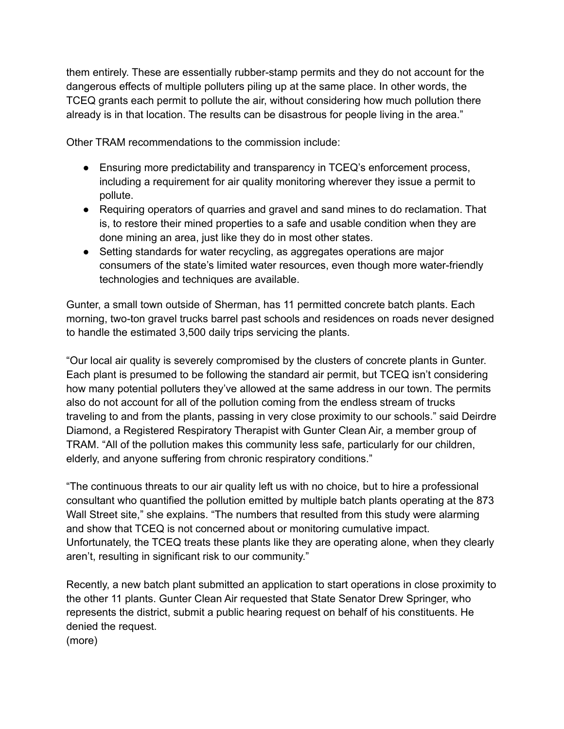them entirely. These are essentially rubber-stamp permits and they do not account for the dangerous effects of multiple polluters piling up at the same place. In other words, the TCEQ grants each permit to pollute the air, without considering how much pollution there already is in that location. The results can be disastrous for people living in the area."

Other TRAM recommendations to the commission include:

- Ensuring more predictability and transparency in TCEQ's enforcement process, including a requirement for air quality monitoring wherever they issue a permit to pollute.
- Requiring operators of quarries and gravel and sand mines to do reclamation. That is, to restore their mined properties to a safe and usable condition when they are done mining an area, just like they do in most other states.
- Setting standards for water recycling, as aggregates operations are major consumers of the state's limited water resources, even though more water-friendly technologies and techniques are available.

Gunter, a small town outside of Sherman, has 11 permitted concrete batch plants. Each morning, two-ton gravel trucks barrel past schools and residences on roads never designed to handle the estimated 3,500 daily trips servicing the plants.

"Our local air quality is severely compromised by the clusters of concrete plants in Gunter. Each plant is presumed to be following the standard air permit, but TCEQ isn't considering how many potential polluters they've allowed at the same address in our town. The permits also do not account for all of the pollution coming from the endless stream of trucks traveling to and from the plants, passing in very close proximity to our schools." said Deirdre Diamond, a Registered Respiratory Therapist with Gunter Clean Air, a member group of TRAM. "All of the pollution makes this community less safe, particularly for our children, elderly, and anyone suffering from chronic respiratory conditions."

"The continuous threats to our air quality left us with no choice, but to hire a professional consultant who quantified the pollution emitted by multiple batch plants operating at the 873 Wall Street site," she explains. "The numbers that resulted from this study were alarming and show that TCEQ is not concerned about or monitoring cumulative impact. Unfortunately, the TCEQ treats these plants like they are operating alone, when they clearly aren't, resulting in significant risk to our community."

Recently, a new batch plant submitted an application to start operations in close proximity to the other 11 plants. Gunter Clean Air requested that State Senator Drew Springer, who represents the district, submit a public hearing request on behalf of his constituents. He denied the request.

(more)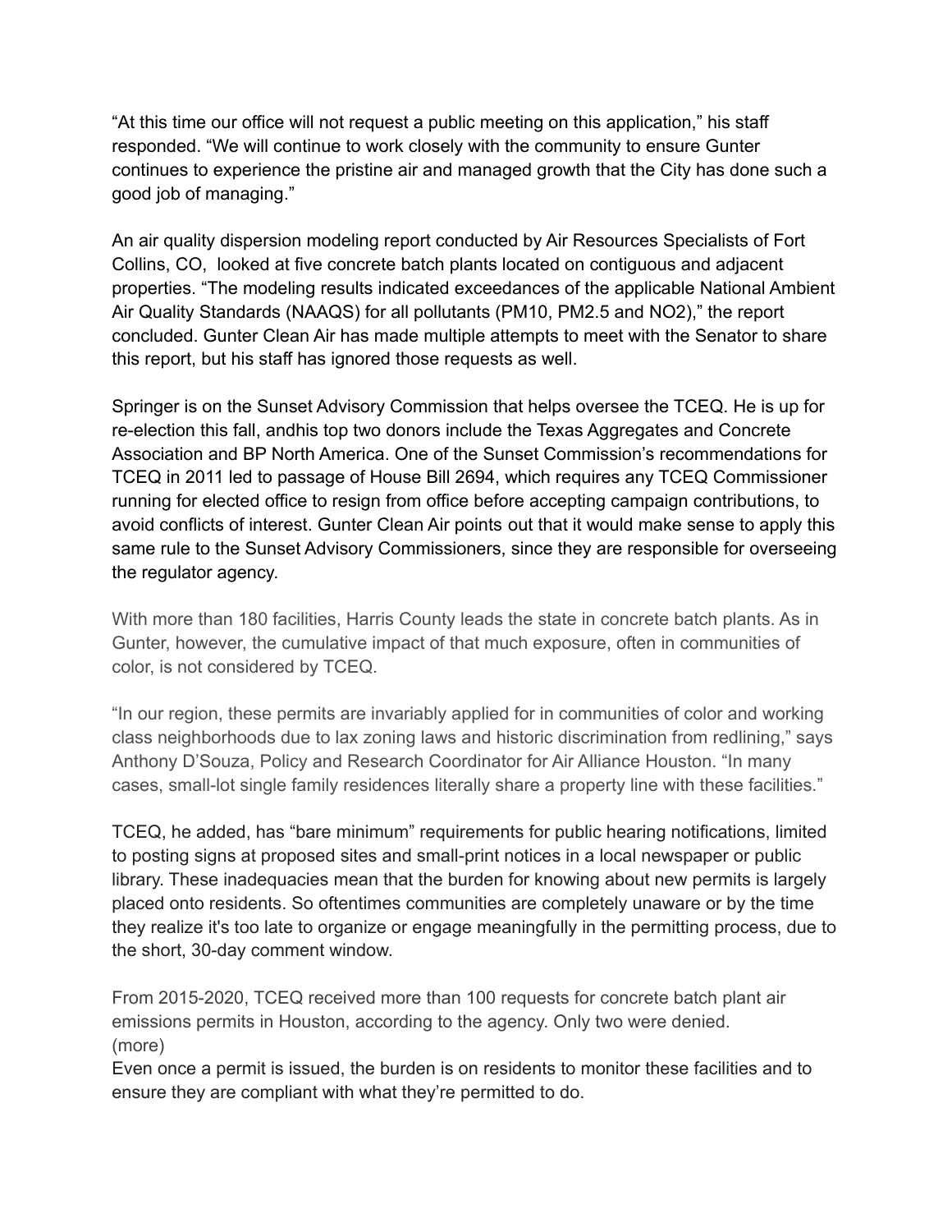"At this time our office will not request a public meeting on this application," his staff responded. "We will continue to work closely with the community to ensure Gunter continues to experience the pristine air and managed growth that the City has done such a good job of managing."

An air quality dispersion modeling report conducted by Air Resources Specialists of Fort Collins, CO, looked at five concrete batch plants located on contiguous and adjacent properties. "The modeling results indicated exceedances of the applicable National Ambient Air Quality Standards (NAAQS) for all pollutants (PM10, PM2.5 and NO2)," the report concluded. Gunter Clean Air has made multiple attempts to meet with the Senator to share this report, but his staff has ignored those requests as well.

Springer is on the Sunset Advisory Commission that helps oversee the TCEQ. He is up for re-election this fall, andhis top two donors include the Texas Aggregates and Concrete Association and BP North America. One of the Sunset Commission's recommendations for TCEQ in 2011 led to passage of House Bill 2694, which requires any TCEQ Commissioner running for elected office to resign from office before accepting campaign contributions, to avoid conflicts of interest. Gunter Clean Air points out that it would make sense to apply this same rule to the Sunset Advisory Commissioners, since they are responsible for overseeing the regulator agency.

With more than 180 facilities, Harris County leads the state in concrete batch plants. As in Gunter, however, the cumulative impact of that much exposure, often in communities of color, is not considered by TCEQ.

"In our region, these permits are invariably applied for in communities of color and working class neighborhoods due to lax zoning laws and historic discrimination from redlining," says Anthony D'Souza, Policy and Research Coordinator for Air Alliance Houston. "In many cases, small-lot single family residences literally share a property line with these facilities."

TCEQ, he added, has "bare minimum" requirements for public hearing notifications, limited to posting signs at proposed sites and small-print notices in a local newspaper or public library. These inadequacies mean that the burden for knowing about new permits is largely placed onto residents. So oftentimes communities are completely unaware or by the time they realize it's too late to organize or engage meaningfully in the permitting process, due to the short, 30-day comment window.

From 2015-2020, TCEQ received more than 100 requests for concrete batch plant air emissions permits in Houston, according to the agency. Only two were denied.
(more)

Even once a permit is issued, the burden is on residents to monitor these facilities and to ensure they are compliant with what they're permitted to do.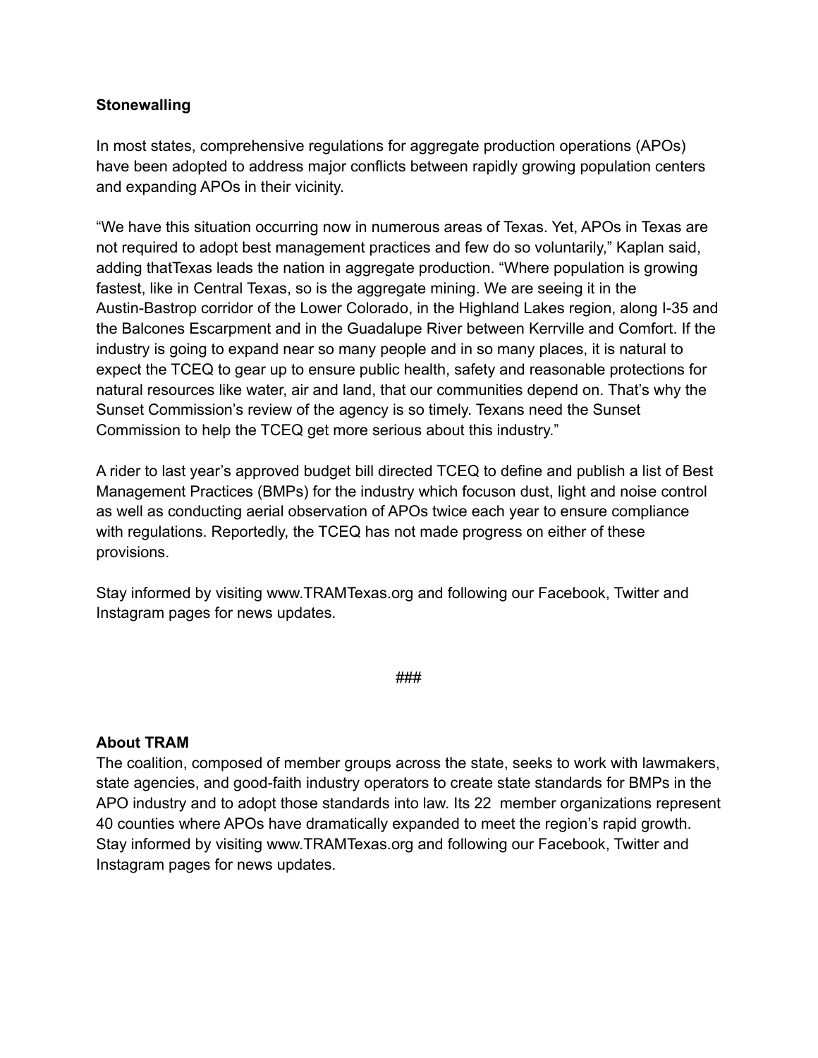**Stonewalling**

In most states, comprehensive regulations for aggregate production operations (APOs) have been adopted to address major conflicts between rapidly growing population centers and expanding APOs in their vicinity.

“We have this situation occurring now in numerous areas of Texas. Yet, APOs in Texas are not required to adopt best management practices and few do so voluntarily,” Kaplan said, adding thatTexas leads the nation in aggregate production. “Where population is growing fastest, like in Central Texas, so is the aggregate mining. We are seeing it in the Austin-Bastrop corridor of the Lower Colorado, in the Highland Lakes region, along I-35 and the Balcones Escarpment and in the Guadalupe River between Kerrville and Comfort. If the industry is going to expand near so many people and in so many places, it is natural to expect the TCEQ to gear up to ensure public health, safety and reasonable protections for natural resources like water, air and land, that our communities depend on. That’s why the Sunset Commission’s review of the agency is so timely. Texans need the Sunset Commission to help the TCEQ get more serious about this industry.”

A rider to last year’s approved budget bill directed TCEQ to define and publish a list of Best Management Practices (BMPs) for the industry which focuson dust, light and noise control as well as conducting aerial observation of APOs twice each year to ensure compliance with regulations. Reportedly, the TCEQ has not made progress on either of these provisions.

Stay informed by visiting www.TRAMTexas.org and following our Facebook, Twitter and Instagram pages for news updates.

###

**About TRAM**

The coalition, composed of member groups across the state, seeks to work with lawmakers, state agencies, and good-faith industry operators to create state standards for BMPs in the APO industry and to adopt those standards into law. Its 22 member organizations represent 40 counties where APOs have dramatically expanded to meet the region’s rapid growth. Stay informed by visiting www.TRAMTexas.org and following our Facebook, Twitter and Instagram pages for news updates.